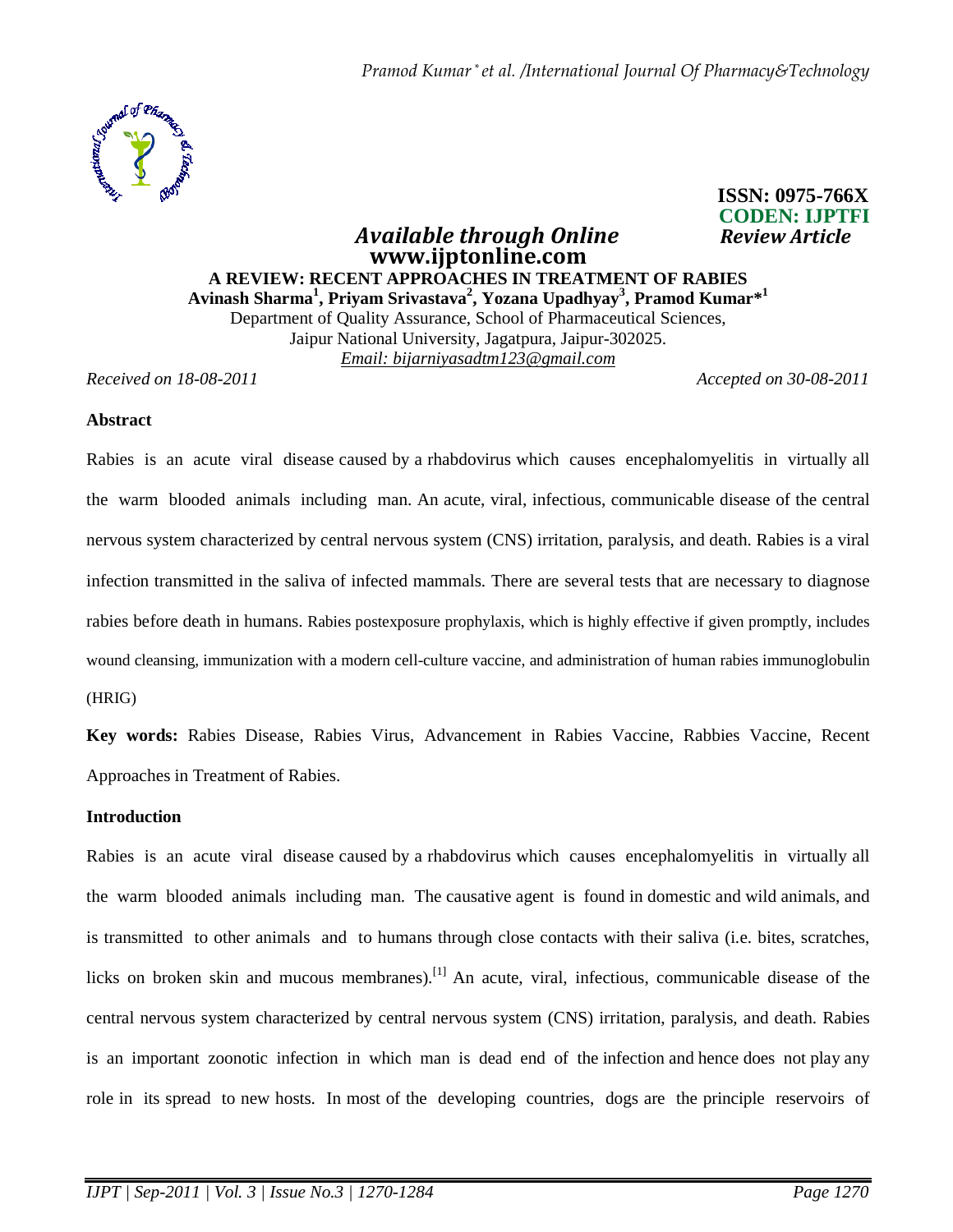ISSN: 0975-766X
CODEN: IJPTFI

*Available through Online* *Review Article*

**www.ijptonline.com**

# A REVIEW: RECENT APPROACHES IN TREATMENT OF RABIES

**Avinash Sharma[1], Priyam Srivastava[2], Yozana Upadhyay[3], Pramod Kumar*[1]**

Department of Quality Assurance, School of Pharmaceutical Sciences,
Jaipur National University, Jagatpura, Jaipur-302025.
*Email: bijarniyasadtm123@gmail.com*

*Received on 18-08-2011* *Accepted on 30-08-2011*

## Abstract

Rabies is an acute viral disease caused by a rhabdovirus which causes encephalomyelitis in virtually all the warm blooded animals including man. An acute, viral, infectious, communicable disease of the central nervous system characterized by central nervous system (CNS) irritation, paralysis, and death. Rabies is a viral infection transmitted in the saliva of infected mammals. There are several tests that are necessary to diagnose rabies before death in humans. Rabies postexposure prophylaxis, which is highly effective if given promptly, includes wound cleansing, immunization with a modern cell-culture vaccine, and administration of human rabies immunoglobulin (HRIG)

**Key words:** Rabies Disease, Rabies Virus, Advancement in Rabies Vaccine, Rabbies Vaccine, Recent Approaches in Treatment of Rabies.

## Introduction

Rabies is an acute viral disease caused by a rhabdovirus which causes encephalomyelitis in virtually all the warm blooded animals including man. The causative agent is found in domestic and wild animals, and is transmitted to other animals and to humans through close contacts with their saliva (i.e. bites, scratches, licks on broken skin and mucous membranes).[1] An acute, viral, infectious, communicable disease of the central nervous system characterized by central nervous system (CNS) irritation, paralysis, and death. Rabies is an important zoonotic infection in which man is dead end of the infection and hence does not play any role in its spread to new hosts. In most of the developing countries, dogs are the principle reservoirs of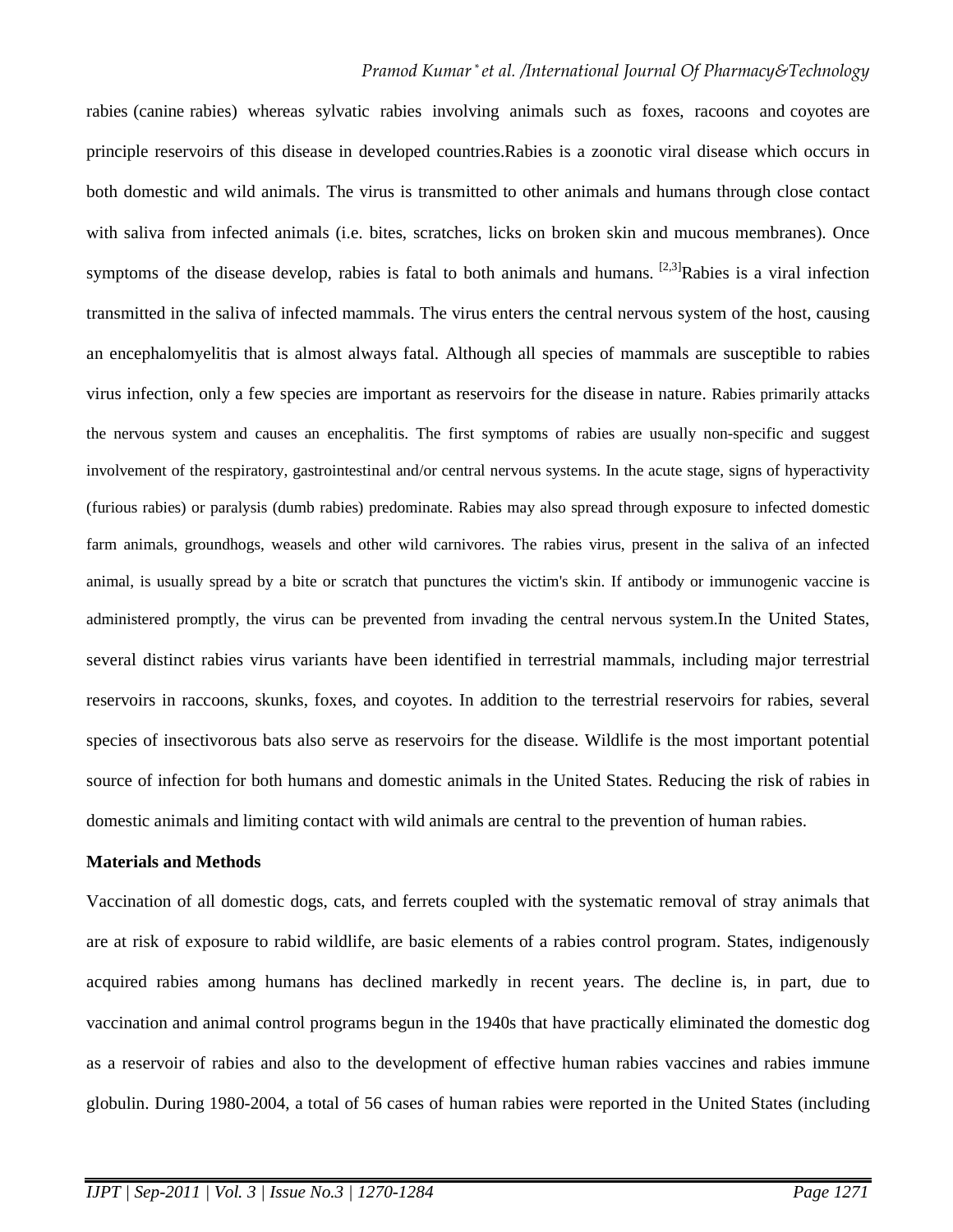rabies (canine rabies) whereas sylvatic rabies involving animals such as foxes, racoons and coyotes are principle reservoirs of this disease in developed countries.Rabies is a zoonotic viral disease which occurs in both domestic and wild animals. The virus is transmitted to other animals and humans through close contact with saliva from infected animals (i.e. bites, scratches, licks on broken skin and mucous membranes). Once symptoms of the disease develop, rabies is fatal to both animals and humans. [2,3]Rabies is a viral infection transmitted in the saliva of infected mammals. The virus enters the central nervous system of the host, causing an encephalomyelitis that is almost always fatal. Although all species of mammals are susceptible to rabies virus infection, only a few species are important as reservoirs for the disease in nature. Rabies primarily attacks the nervous system and causes an encephalitis. The first symptoms of rabies are usually non-specific and suggest involvement of the respiratory, gastrointestinal and/or central nervous systems. In the acute stage, signs of hyperactivity (furious rabies) or paralysis (dumb rabies) predominate. Rabies may also spread through exposure to infected domestic farm animals, groundhogs, weasels and other wild carnivores. The rabies virus, present in the saliva of an infected animal, is usually spread by a bite or scratch that punctures the victim's skin. If antibody or immunogenic vaccine is administered promptly, the virus can be prevented from invading the central nervous system.In the United States, several distinct rabies virus variants have been identified in terrestrial mammals, including major terrestrial reservoirs in raccoons, skunks, foxes, and coyotes. In addition to the terrestrial reservoirs for rabies, several species of insectivorous bats also serve as reservoirs for the disease. Wildlife is the most important potential source of infection for both humans and domestic animals in the United States. Reducing the risk of rabies in domestic animals and limiting contact with wild animals are central to the prevention of human rabies.

**Materials and Methods**

Vaccination of all domestic dogs, cats, and ferrets coupled with the systematic removal of stray animals that are at risk of exposure to rabid wildlife, are basic elements of a rabies control program. States, indigenously acquired rabies among humans has declined markedly in recent years. The decline is, in part, due to vaccination and animal control programs begun in the 1940s that have practically eliminated the domestic dog as a reservoir of rabies and also to the development of effective human rabies vaccines and rabies immune globulin. During 1980-2004, a total of 56 cases of human rabies were reported in the United States (including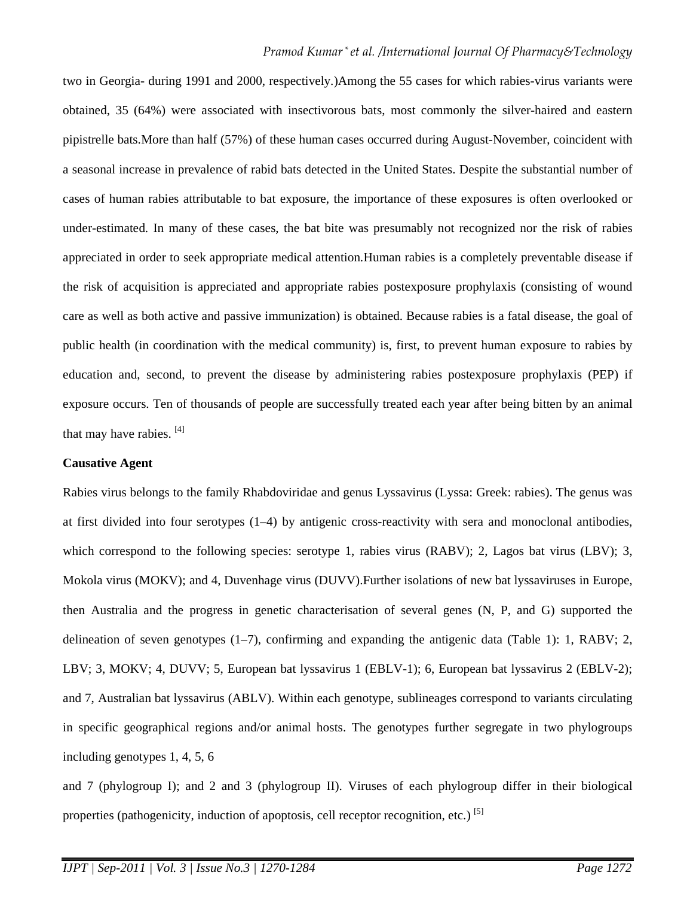two in Georgia- during 1991 and 2000, respectively.)Among the 55 cases for which rabies-virus variants were obtained, 35 (64%) were associated with insectivorous bats, most commonly the silver-haired and eastern pipistrelle bats.More than half (57%) of these human cases occurred during August-November, coincident with a seasonal increase in prevalence of rabid bats detected in the United States. Despite the substantial number of cases of human rabies attributable to bat exposure, the importance of these exposures is often overlooked or under-estimated. In many of these cases, the bat bite was presumably not recognized nor the risk of rabies appreciated in order to seek appropriate medical attention.Human rabies is a completely preventable disease if the risk of acquisition is appreciated and appropriate rabies postexposure prophylaxis (consisting of wound care as well as both active and passive immunization) is obtained. Because rabies is a fatal disease, the goal of public health (in coordination with the medical community) is, first, to prevent human exposure to rabies by education and, second, to prevent the disease by administering rabies postexposure prophylaxis (PEP) if exposure occurs. Ten of thousands of people are successfully treated each year after being bitten by an animal that may have rabies. [4]

**Causative Agent**

Rabies virus belongs to the family Rhabdoviridae and genus Lyssavirus (Lyssa: Greek: rabies). The genus was at first divided into four serotypes (1–4) by antigenic cross-reactivity with sera and monoclonal antibodies, which correspond to the following species: serotype 1, rabies virus (RABV); 2, Lagos bat virus (LBV); 3, Mokola virus (MOKV); and 4, Duvenhage virus (DUVV).Further isolations of new bat lyssaviruses in Europe, then Australia and the progress in genetic characterisation of several genes (N, P, and G) supported the delineation of seven genotypes (1–7), confirming and expanding the antigenic data (Table 1): 1, RABV; 2, LBV; 3, MOKV; 4, DUVV; 5, European bat lyssavirus 1 (EBLV-1); 6, European bat lyssavirus 2 (EBLV-2); and 7, Australian bat lyssavirus (ABLV). Within each genotype, sublineages correspond to variants circulating in specific geographical regions and/or animal hosts. The genotypes further segregate in two phylogroups including genotypes 1, 4, 5, 6 and 7 (phylogroup I); and 2 and 3 (phylogroup II). Viruses of each phylogroup differ in their biological properties (pathogenicity, induction of apoptosis, cell receptor recognition, etc.) [5]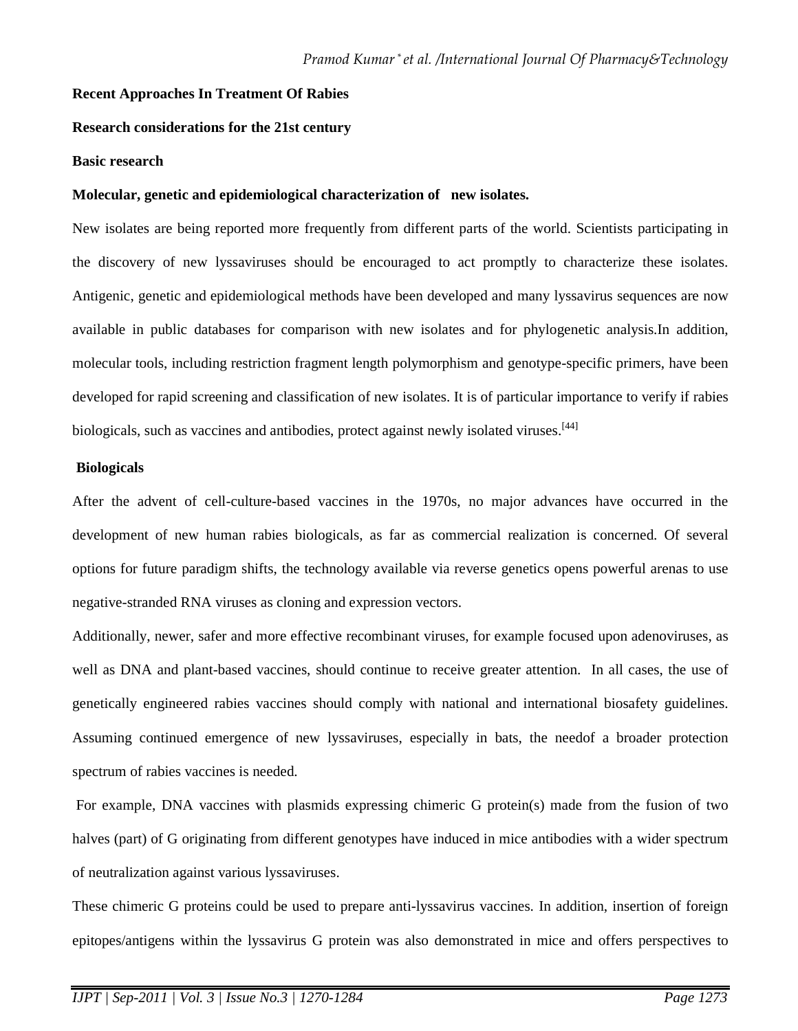**Recent Approaches In Treatment Of Rabies**

**Research considerations for the 21st century**

**Basic research**

**Molecular, genetic and epidemiological characterization of new isolates.**

New isolates are being reported more frequently from different parts of the world. Scientists participating in the discovery of new lyssaviruses should be encouraged to act promptly to characterize these isolates. Antigenic, genetic and epidemiological methods have been developed and many lyssavirus sequences are now available in public databases for comparison with new isolates and for phylogenetic analysis.In addition, molecular tools, including restriction fragment length polymorphism and genotype-specific primers, have been developed for rapid screening and classification of new isolates. It is of particular importance to verify if rabies biologicals, such as vaccines and antibodies, protect against newly isolated viruses.[44]

**Biologicals**

After the advent of cell-culture-based vaccines in the 1970s, no major advances have occurred in the development of new human rabies biologicals, as far as commercial realization is concerned. Of several options for future paradigm shifts, the technology available via reverse genetics opens powerful arenas to use negative-stranded RNA viruses as cloning and expression vectors.

Additionally, newer, safer and more effective recombinant viruses, for example focused upon adenoviruses, as well as DNA and plant-based vaccines, should continue to receive greater attention. In all cases, the use of genetically engineered rabies vaccines should comply with national and international biosafety guidelines. Assuming continued emergence of new lyssaviruses, especially in bats, the needof a broader protection spectrum of rabies vaccines is needed.

For example, DNA vaccines with plasmids expressing chimeric G protein(s) made from the fusion of two halves (part) of G originating from different genotypes have induced in mice antibodies with a wider spectrum of neutralization against various lyssaviruses.

These chimeric G proteins could be used to prepare anti-lyssavirus vaccines. In addition, insertion of foreign epitopes/antigens within the lyssavirus G protein was also demonstrated in mice and offers perspectives to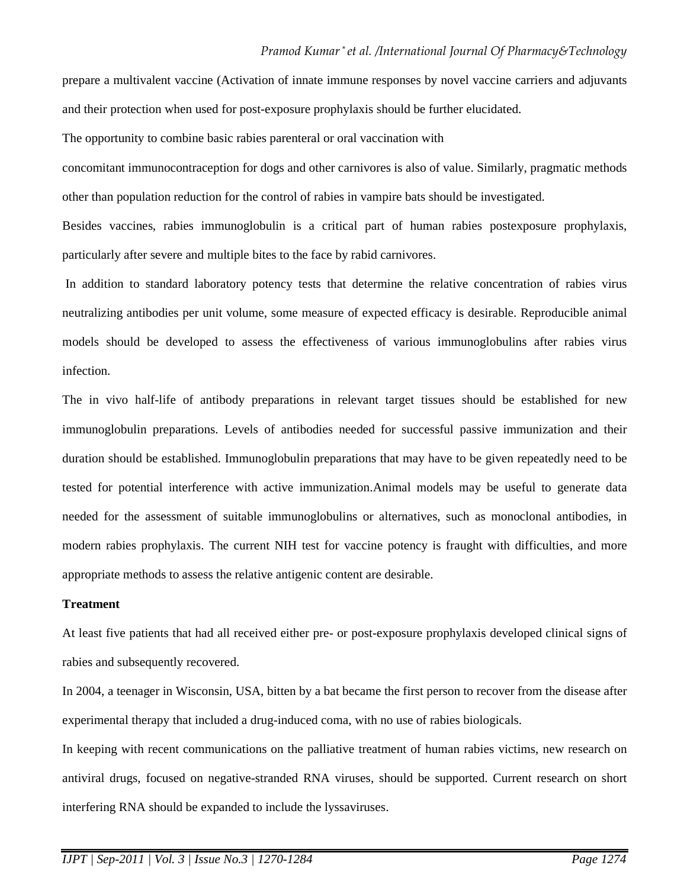prepare a multivalent vaccine (Activation of innate immune responses by novel vaccine carriers and adjuvants and their protection when used for post-exposure prophylaxis should be further elucidated.

The opportunity to combine basic rabies parenteral or oral vaccination with

concomitant immunocontraception for dogs and other carnivores is also of value. Similarly, pragmatic methods other than population reduction for the control of rabies in vampire bats should be investigated.

Besides vaccines, rabies immunoglobulin is a critical part of human rabies postexposure prophylaxis, particularly after severe and multiple bites to the face by rabid carnivores.

In addition to standard laboratory potency tests that determine the relative concentration of rabies virus neutralizing antibodies per unit volume, some measure of expected efficacy is desirable. Reproducible animal models should be developed to assess the effectiveness of various immunoglobulins after rabies virus infection.

The in vivo half-life of antibody preparations in relevant target tissues should be established for new immunoglobulin preparations. Levels of antibodies needed for successful passive immunization and their duration should be established. Immunoglobulin preparations that may have to be given repeatedly need to be tested for potential interference with active immunization.Animal models may be useful to generate data needed for the assessment of suitable immunoglobulins or alternatives, such as monoclonal antibodies, in modern rabies prophylaxis. The current NIH test for vaccine potency is fraught with difficulties, and more appropriate methods to assess the relative antigenic content are desirable.

**Treatment**

At least five patients that had all received either pre- or post-exposure prophylaxis developed clinical signs of rabies and subsequently recovered.

In 2004, a teenager in Wisconsin, USA, bitten by a bat became the first person to recover from the disease after experimental therapy that included a drug-induced coma, with no use of rabies biologicals.

In keeping with recent communications on the palliative treatment of human rabies victims, new research on antiviral drugs, focused on negative-stranded RNA viruses, should be supported. Current research on short interfering RNA should be expanded to include the lyssaviruses.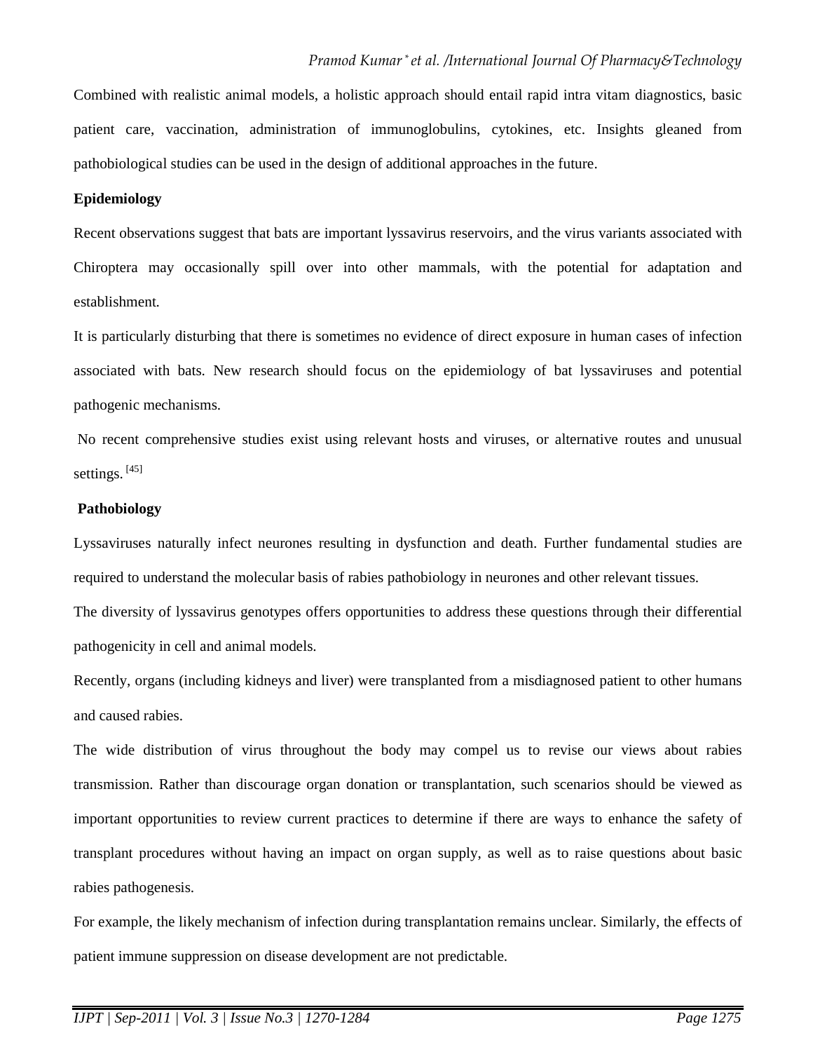Combined with realistic animal models, a holistic approach should entail rapid intra vitam diagnostics, basic patient care, vaccination, administration of immunoglobulins, cytokines, etc. Insights gleaned from pathobiological studies can be used in the design of additional approaches in the future.

**Epidemiology**

Recent observations suggest that bats are important lyssavirus reservoirs, and the virus variants associated with Chiroptera may occasionally spill over into other mammals, with the potential for adaptation and establishment.

It is particularly disturbing that there is sometimes no evidence of direct exposure in human cases of infection associated with bats. New research should focus on the epidemiology of bat lyssaviruses and potential pathogenic mechanisms.

No recent comprehensive studies exist using relevant hosts and viruses, or alternative routes and unusual settings. [45]

**Pathobiology**

Lyssaviruses naturally infect neurones resulting in dysfunction and death. Further fundamental studies are required to understand the molecular basis of rabies pathobiology in neurones and other relevant tissues.

The diversity of lyssavirus genotypes offers opportunities to address these questions through their differential pathogenicity in cell and animal models.

Recently, organs (including kidneys and liver) were transplanted from a misdiagnosed patient to other humans and caused rabies.

The wide distribution of virus throughout the body may compel us to revise our views about rabies transmission. Rather than discourage organ donation or transplantation, such scenarios should be viewed as important opportunities to review current practices to determine if there are ways to enhance the safety of transplant procedures without having an impact on organ supply, as well as to raise questions about basic rabies pathogenesis.

For example, the likely mechanism of infection during transplantation remains unclear. Similarly, the effects of patient immune suppression on disease development are not predictable.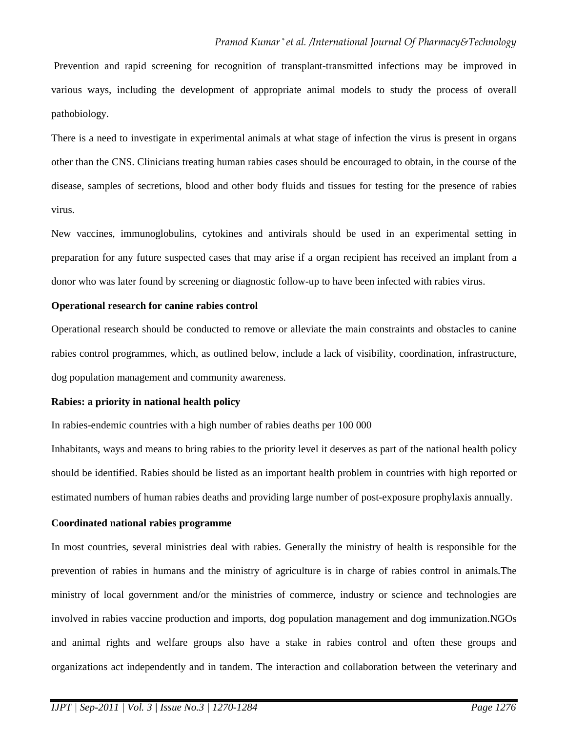Prevention and rapid screening for recognition of transplant-transmitted infections may be improved in various ways, including the development of appropriate animal models to study the process of overall pathobiology.

There is a need to investigate in experimental animals at what stage of infection the virus is present in organs other than the CNS. Clinicians treating human rabies cases should be encouraged to obtain, in the course of the disease, samples of secretions, blood and other body fluids and tissues for testing for the presence of rabies virus.

New vaccines, immunoglobulins, cytokines and antivirals should be used in an experimental setting in preparation for any future suspected cases that may arise if a organ recipient has received an implant from a donor who was later found by screening or diagnostic follow-up to have been infected with rabies virus.

**Operational research for canine rabies control**

Operational research should be conducted to remove or alleviate the main constraints and obstacles to canine rabies control programmes, which, as outlined below, include a lack of visibility, coordination, infrastructure, dog population management and community awareness.

**Rabies: a priority in national health policy**

In rabies-endemic countries with a high number of rabies deaths per 100 000

Inhabitants, ways and means to bring rabies to the priority level it deserves as part of the national health policy should be identified. Rabies should be listed as an important health problem in countries with high reported or estimated numbers of human rabies deaths and providing large number of post-exposure prophylaxis annually.

**Coordinated national rabies programme**

In most countries, several ministries deal with rabies. Generally the ministry of health is responsible for the prevention of rabies in humans and the ministry of agriculture is in charge of rabies control in animals.The ministry of local government and/or the ministries of commerce, industry or science and technologies are involved in rabies vaccine production and imports, dog population management and dog immunization.NGOs and animal rights and welfare groups also have a stake in rabies control and often these groups and organizations act independently and in tandem. The interaction and collaboration between the veterinary and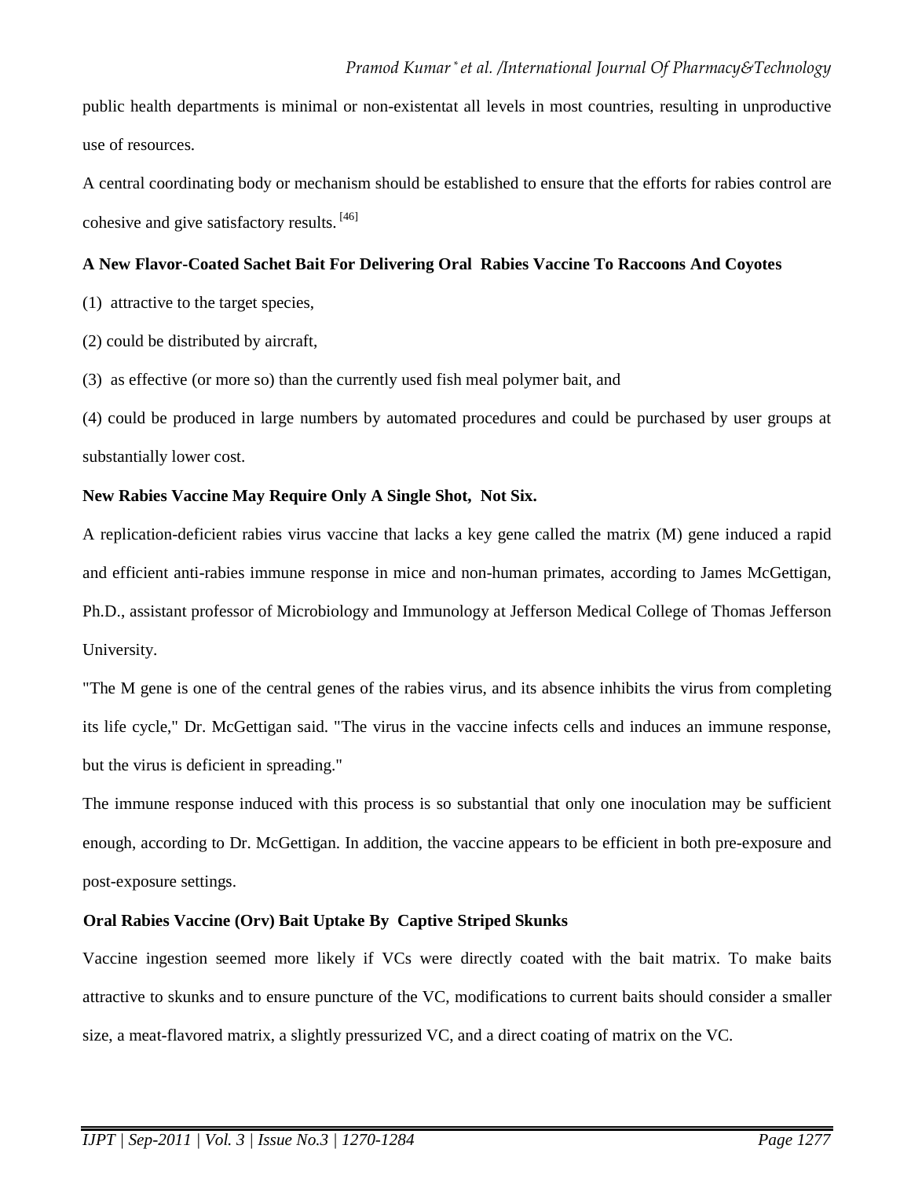public health departments is minimal or non-existentat all levels in most countries, resulting in unproductive use of resources.

A central coordinating body or mechanism should be established to ensure that the efforts for rabies control are cohesive and give satisfactory results. [46]

**A New Flavor-Coated Sachet Bait For Delivering Oral Rabies Vaccine To Raccoons And Coyotes**

(1) attractive to the target species,

(2) could be distributed by aircraft,

(3) as effective (or more so) than the currently used fish meal polymer bait, and

(4) could be produced in large numbers by automated procedures and could be purchased by user groups at substantially lower cost.

**New Rabies Vaccine May Require Only A Single Shot, Not Six.**

A replication-deficient rabies virus vaccine that lacks a key gene called the matrix (M) gene induced a rapid and efficient anti-rabies immune response in mice and non-human primates, according to James McGettigan, Ph.D., assistant professor of Microbiology and Immunology at Jefferson Medical College of Thomas Jefferson University.

"The M gene is one of the central genes of the rabies virus, and its absence inhibits the virus from completing its life cycle," Dr. McGettigan said. "The virus in the vaccine infects cells and induces an immune response, but the virus is deficient in spreading."

The immune response induced with this process is so substantial that only one inoculation may be sufficient enough, according to Dr. McGettigan. In addition, the vaccine appears to be efficient in both pre-exposure and post-exposure settings.

**Oral Rabies Vaccine (Orv) Bait Uptake By Captive Striped Skunks**

Vaccine ingestion seemed more likely if VCs were directly coated with the bait matrix. To make baits attractive to skunks and to ensure puncture of the VC, modifications to current baits should consider a smaller size, a meat-flavored matrix, a slightly pressurized VC, and a direct coating of matrix on the VC.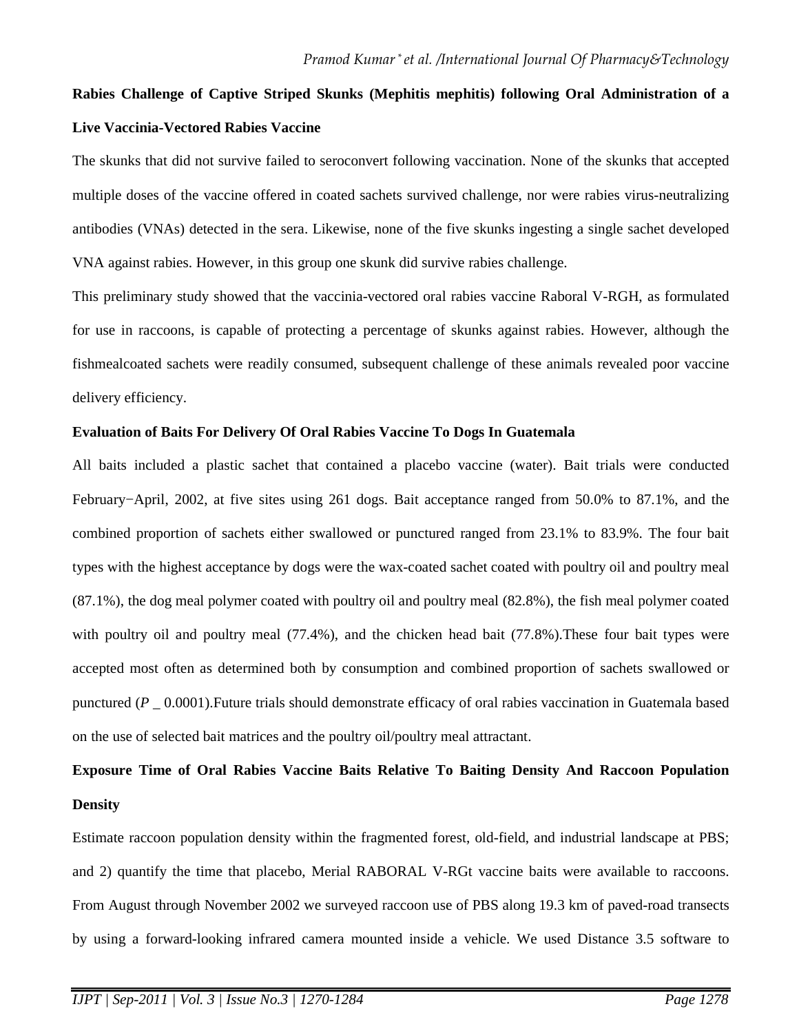**Rabies Challenge of Captive Striped Skunks (Mephitis mephitis) following Oral Administration of a Live Vaccinia-Vectored Rabies Vaccine**

The skunks that did not survive failed to seroconvert following vaccination. None of the skunks that accepted multiple doses of the vaccine offered in coated sachets survived challenge, nor were rabies virus-neutralizing antibodies (VNAs) detected in the sera. Likewise, none of the five skunks ingesting a single sachet developed VNA against rabies. However, in this group one skunk did survive rabies challenge.

This preliminary study showed that the vaccinia-vectored oral rabies vaccine Raboral V-RGH, as formulated for use in raccoons, is capable of protecting a percentage of skunks against rabies. However, although the fishmealcoated sachets were readily consumed, subsequent challenge of these animals revealed poor vaccine delivery efficiency.

**Evaluation of Baits For Delivery Of Oral Rabies Vaccine To Dogs In Guatemala**

All baits included a plastic sachet that contained a placebo vaccine (water). Bait trials were conducted February−April, 2002, at five sites using 261 dogs. Bait acceptance ranged from 50.0% to 87.1%, and the combined proportion of sachets either swallowed or punctured ranged from 23.1% to 83.9%. The four bait types with the highest acceptance by dogs were the wax-coated sachet coated with poultry oil and poultry meal (87.1%), the dog meal polymer coated with poultry oil and poultry meal (82.8%), the fish meal polymer coated with poultry oil and poultry meal (77.4%), and the chicken head bait (77.8%).These four bait types were accepted most often as determined both by consumption and combined proportion of sachets swallowed or punctured (*P* _ 0.0001).Future trials should demonstrate efficacy of oral rabies vaccination in Guatemala based on the use of selected bait matrices and the poultry oil/poultry meal attractant.

**Exposure Time of Oral Rabies Vaccine Baits Relative To Baiting Density And Raccoon Population Density**

Estimate raccoon population density within the fragmented forest, old-field, and industrial landscape at PBS; and 2) quantify the time that placebo, Merial RABORAL V-RGt vaccine baits were available to raccoons. From August through November 2002 we surveyed raccoon use of PBS along 19.3 km of paved-road transects by using a forward-looking infrared camera mounted inside a vehicle. We used Distance 3.5 software to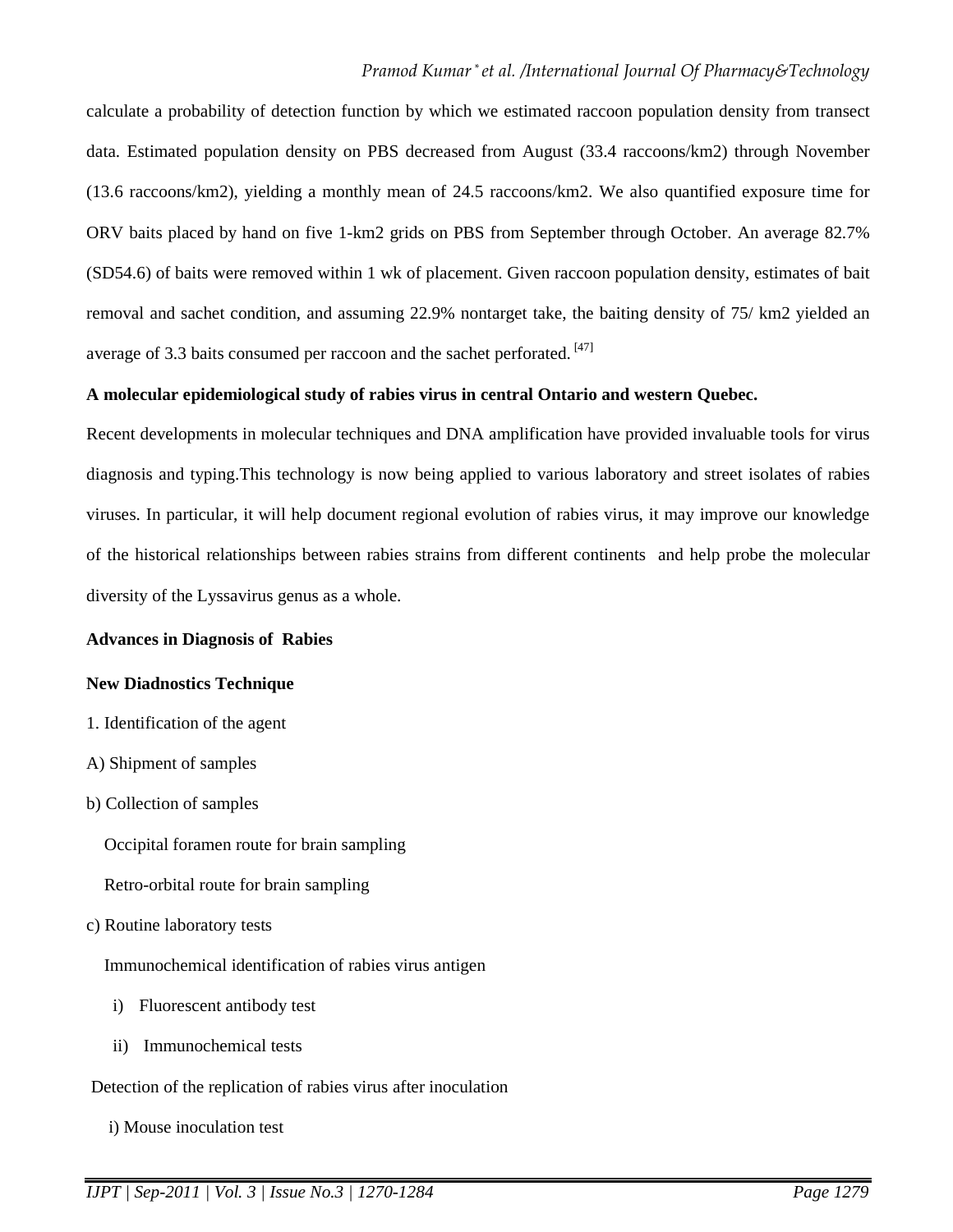calculate a probability of detection function by which we estimated raccoon population density from transect data. Estimated population density on PBS decreased from August (33.4 raccoons/km2) through November (13.6 raccoons/km2), yielding a monthly mean of 24.5 raccoons/km2. We also quantified exposure time for ORV baits placed by hand on five 1-km2 grids on PBS from September through October. An average 82.7% (SD54.6) of baits were removed within 1 wk of placement. Given raccoon population density, estimates of bait removal and sachet condition, and assuming 22.9% nontarget take, the baiting density of 75/ km2 yielded an average of 3.3 baits consumed per raccoon and the sachet perforated. [47]

**A molecular epidemiological study of rabies virus in central Ontario and western Quebec.**

Recent developments in molecular techniques and DNA amplification have provided invaluable tools for virus diagnosis and typing.This technology is now being applied to various laboratory and street isolates of rabies viruses. In particular, it will help document regional evolution of rabies virus, it may improve our knowledge of the historical relationships between rabies strains from different continents and help probe the molecular diversity of the Lyssavirus genus as a whole.

**Advances in Diagnosis of Rabies**

**New Diadnostics Technique**

1. Identification of the agent

A) Shipment of samples

b) Collection of samples

Occipital foramen route for brain sampling

Retro-orbital route for brain sampling

c) Routine laboratory tests

Immunochemical identification of rabies virus antigen

i) Fluorescent antibody test

ii) Immunochemical tests

Detection of the replication of rabies virus after inoculation

i) Mouse inoculation test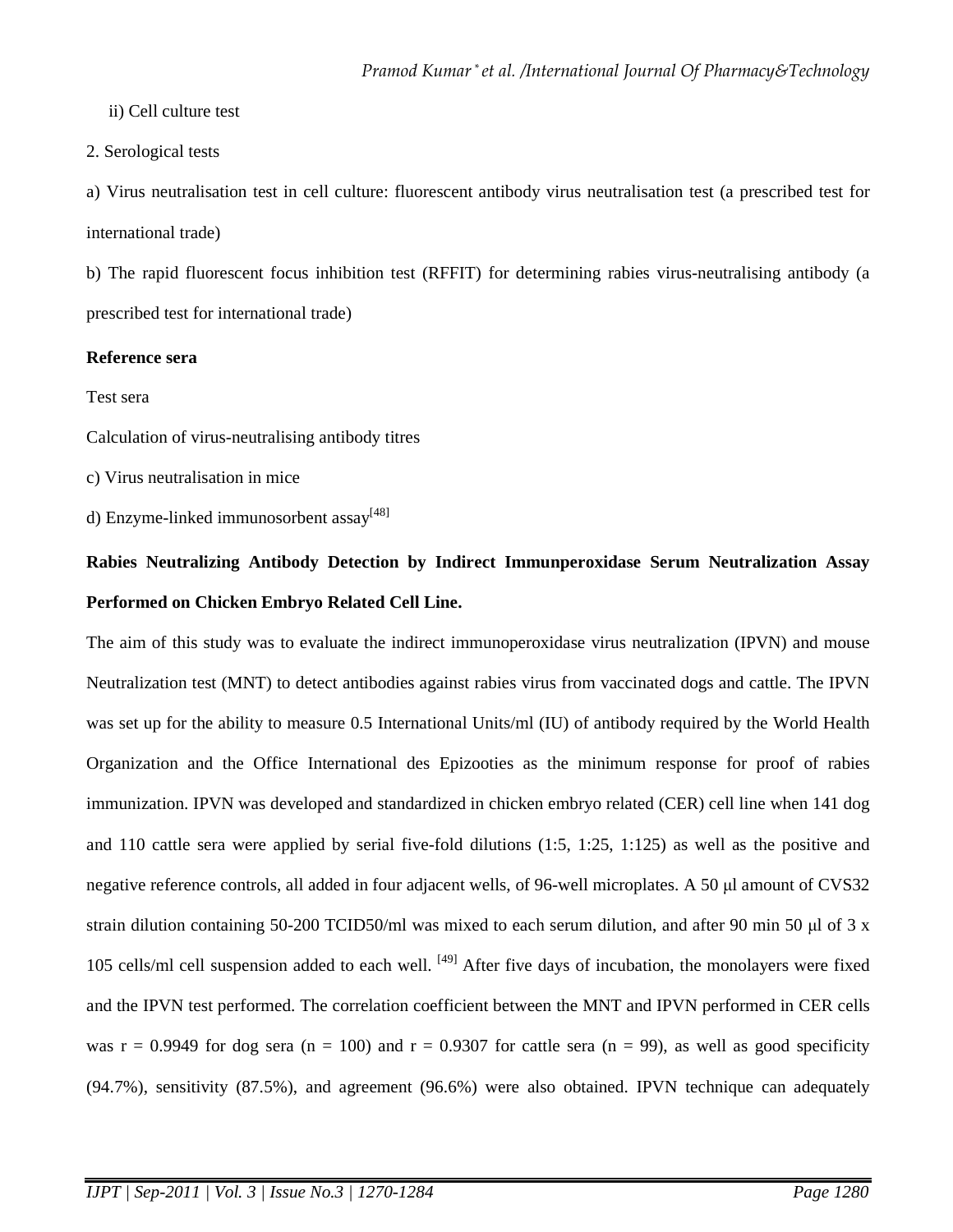ii) Cell culture test

2. Serological tests

a) Virus neutralisation test in cell culture: fluorescent antibody virus neutralisation test (a prescribed test for international trade)

b) The rapid fluorescent focus inhibition test (RFFIT) for determining rabies virus-neutralising antibody (a prescribed test for international trade)

**Reference sera**

Test sera

Calculation of virus-neutralising antibody titres

c) Virus neutralisation in mice

d) Enzyme-linked immunosorbent assay[48]

**Rabies Neutralizing Antibody Detection by Indirect Immunperoxidase Serum Neutralization Assay Performed on Chicken Embryo Related Cell Line.**

The aim of this study was to evaluate the indirect immunoperoxidase virus neutralization (IPVN) and mouse Neutralization test (MNT) to detect antibodies against rabies virus from vaccinated dogs and cattle. The IPVN was set up for the ability to measure 0.5 International Units/ml (IU) of antibody required by the World Health Organization and the Office International des Epizooties as the minimum response for proof of rabies immunization. IPVN was developed and standardized in chicken embryo related (CER) cell line when 141 dog and 110 cattle sera were applied by serial five-fold dilutions (1:5, 1:25, 1:125) as well as the positive and negative reference controls, all added in four adjacent wells, of 96-well microplates. A 50 μl amount of CVS32 strain dilution containing 50-200 TCID50/ml was mixed to each serum dilution, and after 90 min 50 μl of 3 x 105 cells/ml cell suspension added to each well. [49] After five days of incubation, the monolayers were fixed and the IPVN test performed. The correlation coefficient between the MNT and IPVN performed in CER cells was $r = 0.9949$ for dog sera ($n = 100$) and $r = 0.9307$ for cattle sera ($n = 99$), as well as good specificity (94.7%), sensitivity (87.5%), and agreement (96.6%) were also obtained. IPVN technique can adequately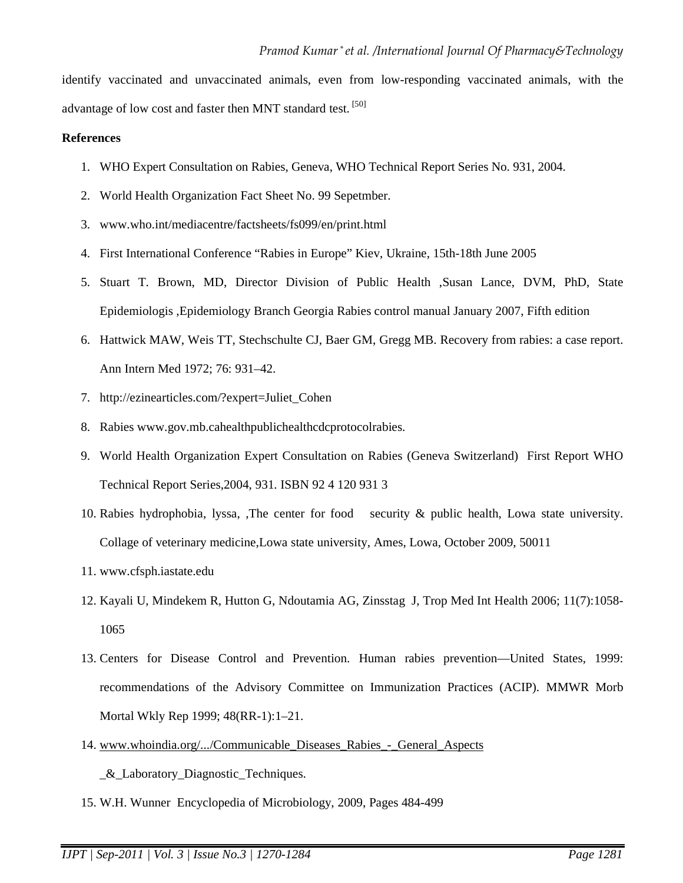identify vaccinated and unvaccinated animals, even from low-responding vaccinated animals, with the advantage of low cost and faster then MNT standard test. [50]

**References**

1. WHO Expert Consultation on Rabies, Geneva, WHO Technical Report Series No. 931, 2004.
2. World Health Organization Fact Sheet No. 99 Sepetmber.
3. www.who.int/mediacentre/factsheets/fs099/en/print.html
4. First International Conference "Rabies in Europe" Kiev, Ukraine, 15th-18th June 2005
5. Stuart T. Brown, MD, Director Division of Public Health ,Susan Lance, DVM, PhD, State Epidemiologis ,Epidemiology Branch Georgia Rabies control manual January 2007, Fifth edition
6. Hattwick MAW, Weis TT, Stechschulte CJ, Baer GM, Gregg MB. Recovery from rabies: a case report. Ann Intern Med 1972; 76: 931–42.
7. http://ezinearticles.com/?expert=Juliet_Cohen
8. Rabies www.gov.mb.cahealthpublichealthcdcprotocolrabies.
9. World Health Organization Expert Consultation on Rabies (Geneva Switzerland) First Report WHO Technical Report Series,2004, 931. ISBN 92 4 120 931 3
10. Rabies hydrophobia, lyssa, ,The center for food security & public health, Lowa state university. Collage of veterinary medicine,Lowa state university, Ames, Lowa, October 2009, 50011
11. www.cfsph.iastate.edu
12. Kayali U, Mindekem R, Hutton G, Ndoutamia AG, Zinsstag J, Trop Med Int Health 2006; 11(7):1058-1065
13. Centers for Disease Control and Prevention. Human rabies prevention—United States, 1999: recommendations of the Advisory Committee on Immunization Practices (ACIP). MMWR Morb Mortal Wkly Rep 1999; 48(RR-1):1–21.
14. www.whoindia.org/.../Communicable_Diseases_Rabies_-_General_Aspects _&_Laboratory_Diagnostic_Techniques.
15. W.H. Wunner Encyclopedia of Microbiology, 2009, Pages 484-499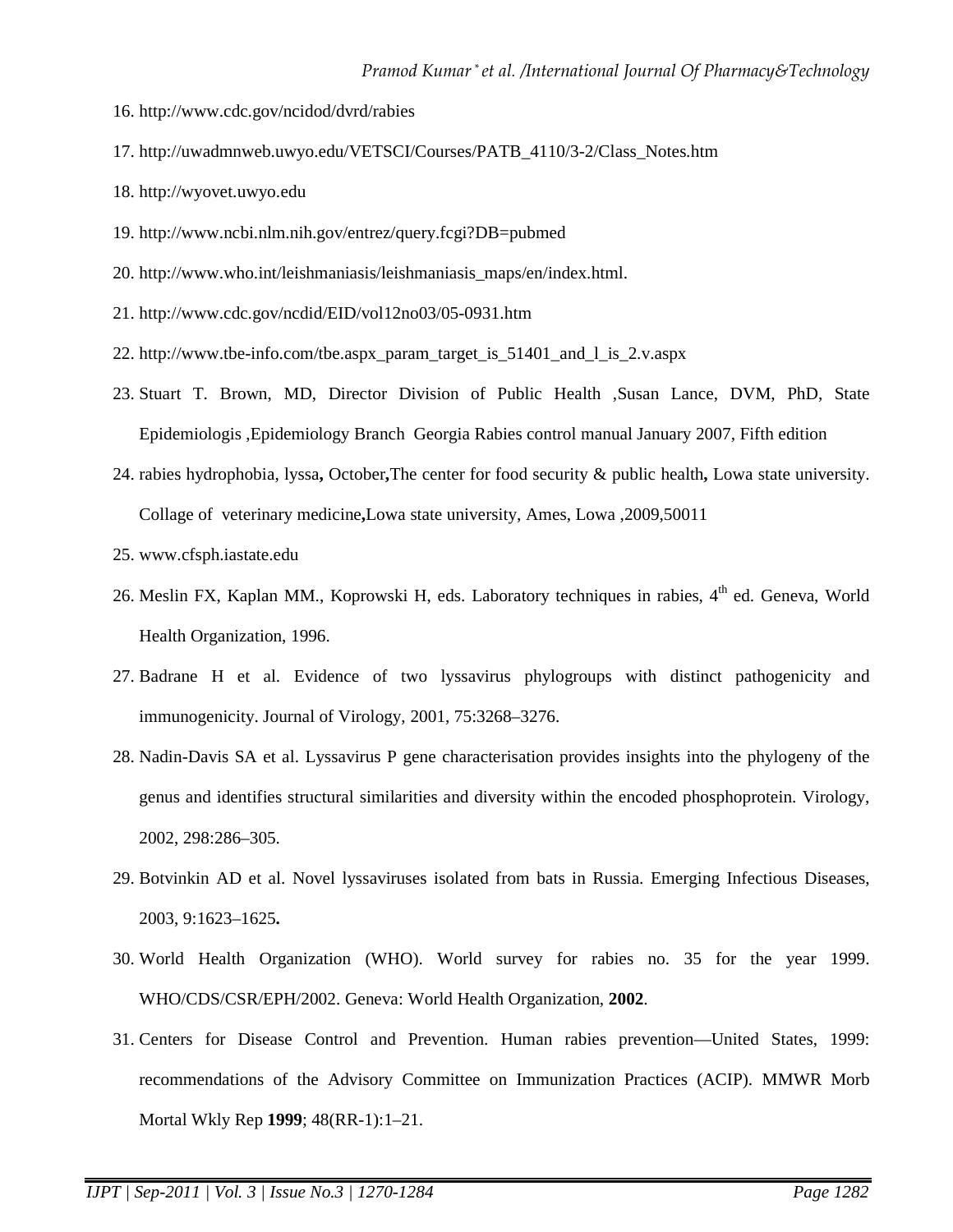16. http://www.cdc.gov/ncidod/dvrd/rabies
17. http://uwadmnweb.uwyo.edu/VETSCI/Courses/PATB_4110/3-2/Class_Notes.htm
18. http://wyovet.uwyo.edu
19. http://www.ncbi.nlm.nih.gov/entrez/query.fcgi?DB=pubmed
20. http://www.who.int/leishmaniasis/leishmaniasis_maps/en/index.html.
21. http://www.cdc.gov/ncdid/EID/vol12no03/05-0931.htm
22. http://www.tbe-info.com/tbe.aspx_param_target_is_51401_and_l_is_2.v.aspx
23. Stuart T. Brown, MD, Director Division of Public Health ,Susan Lance, DVM, PhD, State Epidemiologis ,Epidemiology Branch Georgia Rabies control manual January 2007, Fifth edition
24. rabies hydrophobia, lyssa**,** October**,**The center for food security & public health**,** Lowa state university. Collage of veterinary medicine**,**Lowa state university, Ames, Lowa ,2009,50011
25. www.cfsph.iastate.edu
26. Meslin FX, Kaplan MM., Koprowski H, eds. Laboratory techniques in rabies, 4th ed. Geneva, World Health Organization, 1996.
27. Badrane H et al. Evidence of two lyssavirus phylogroups with distinct pathogenicity and immunogenicity. Journal of Virology, 2001, 75:3268–3276.
28. Nadin-Davis SA et al. Lyssavirus P gene characterisation provides insights into the phylogeny of the genus and identifies structural similarities and diversity within the encoded phosphoprotein. Virology, 2002, 298:286–305.
29. Botvinkin AD et al. Novel lyssaviruses isolated from bats in Russia. Emerging Infectious Diseases, 2003, 9:1623–1625**.**
30. World Health Organization (WHO). World survey for rabies no. 35 for the year 1999. WHO/CDS/CSR/EPH/2002. Geneva: World Health Organization, **2002**.
31. Centers for Disease Control and Prevention. Human rabies prevention—United States, 1999: recommendations of the Advisory Committee on Immunization Practices (ACIP). MMWR Morb Mortal Wkly Rep **1999**; 48(RR-1):1–21.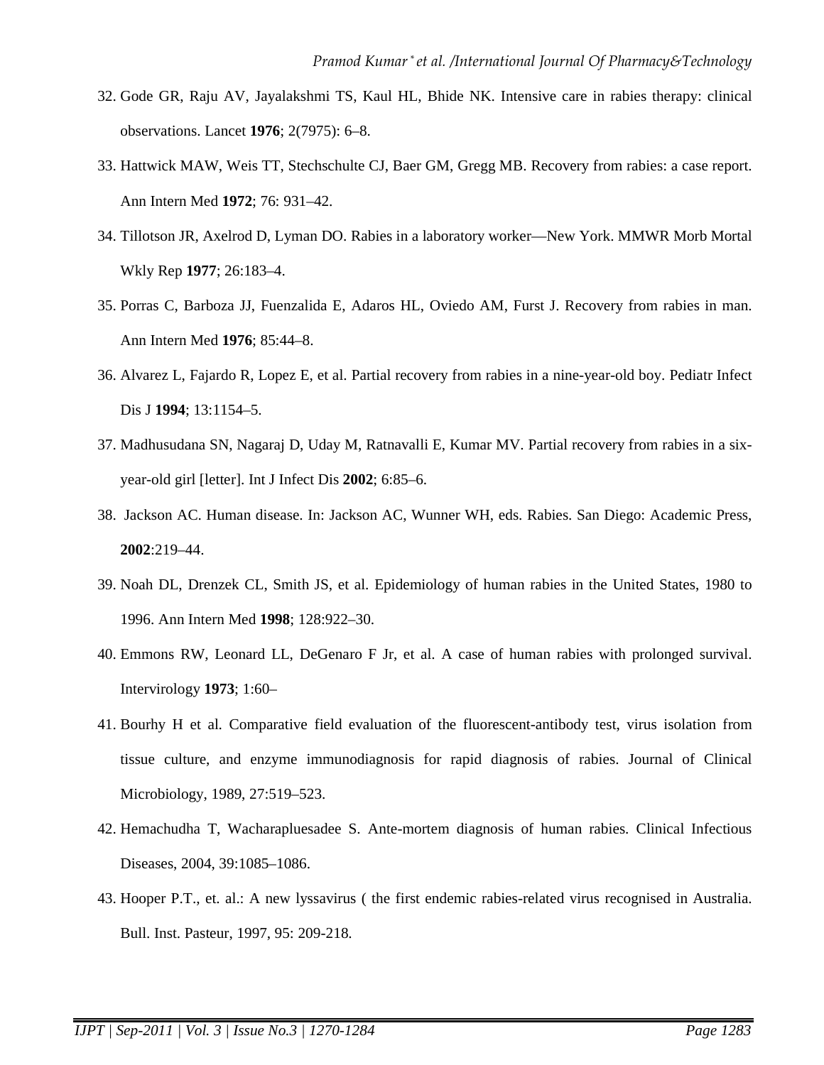32. Gode GR, Raju AV, Jayalakshmi TS, Kaul HL, Bhide NK. Intensive care in rabies therapy: clinical observations. Lancet **1976**; 2(7975): 6–8.
33. Hattwick MAW, Weis TT, Stechschulte CJ, Baer GM, Gregg MB. Recovery from rabies: a case report. Ann Intern Med **1972**; 76: 931–42.
34. Tillotson JR, Axelrod D, Lyman DO. Rabies in a laboratory worker—New York. MMWR Morb Mortal Wkly Rep **1977**; 26:183–4.
35. Porras C, Barboza JJ, Fuenzalida E, Adaros HL, Oviedo AM, Furst J. Recovery from rabies in man. Ann Intern Med **1976**; 85:44–8.
36. Alvarez L, Fajardo R, Lopez E, et al. Partial recovery from rabies in a nine-year-old boy. Pediatr Infect Dis J **1994**; 13:1154–5.
37. Madhusudana SN, Nagaraj D, Uday M, Ratnavalli E, Kumar MV. Partial recovery from rabies in a six-year-old girl [letter]. Int J Infect Dis **2002**; 6:85–6.
38. Jackson AC. Human disease. In: Jackson AC, Wunner WH, eds. Rabies. San Diego: Academic Press, **2002**:219–44.
39. Noah DL, Drenzek CL, Smith JS, et al. Epidemiology of human rabies in the United States, 1980 to 1996. Ann Intern Med **1998**; 128:922–30.
40. Emmons RW, Leonard LL, DeGenaro F Jr, et al. A case of human rabies with prolonged survival. Intervirology **1973**; 1:60–
41. Bourhy H et al. Comparative field evaluation of the fluorescent-antibody test, virus isolation from tissue culture, and enzyme immunodiagnosis for rapid diagnosis of rabies. Journal of Clinical Microbiology, 1989, 27:519–523.
42. Hemachudha T, Wacharapluesadee S. Ante-mortem diagnosis of human rabies. Clinical Infectious Diseases, 2004, 39:1085–1086.
43. Hooper P.T., et. al.: A new lyssavirus ( the first endemic rabies-related virus recognised in Australia. Bull. Inst. Pasteur, 1997, 95: 209-218.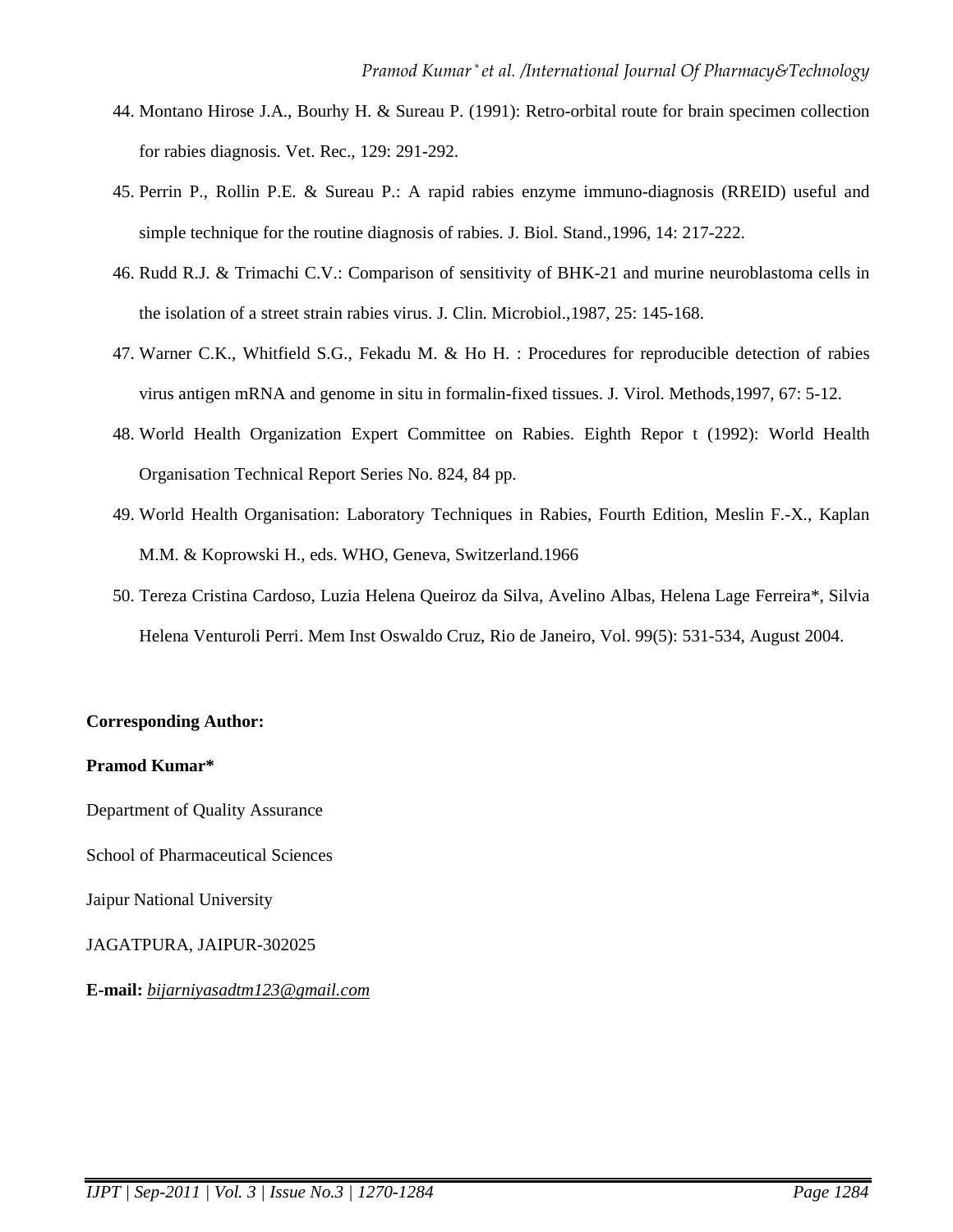44. Montano Hirose J.A., Bourhy H. & Sureau P. (1991): Retro-orbital route for brain specimen collection for rabies diagnosis. Vet. Rec., 129: 291-292.
45. Perrin P., Rollin P.E. & Sureau P.: A rapid rabies enzyme immuno-diagnosis (RREID) useful and simple technique for the routine diagnosis of rabies. J. Biol. Stand.,1996, 14: 217-222.
46. Rudd R.J. & Trimachi C.V.: Comparison of sensitivity of BHK-21 and murine neuroblastoma cells in the isolation of a street strain rabies virus. J. Clin. Microbiol.,1987, 25: 145-168.
47. Warner C.K., Whitfield S.G., Fekadu M. & Ho H. : Procedures for reproducible detection of rabies virus antigen mRNA and genome in situ in formalin-fixed tissues. J. Virol. Methods,1997, 67: 5-12.
48. World Health Organization Expert Committee on Rabies. Eighth Repor t (1992): World Health Organisation Technical Report Series No. 824, 84 pp.
49. World Health Organisation: Laboratory Techniques in Rabies, Fourth Edition, Meslin F.-X., Kaplan M.M. & Koprowski H., eds. WHO, Geneva, Switzerland.1966
50. Tereza Cristina Cardoso, Luzia Helena Queiroz da Silva, Avelino Albas, Helena Lage Ferreira*, Silvia Helena Venturoli Perri. Mem Inst Oswaldo Cruz, Rio de Janeiro, Vol. 99(5): 531-534, August 2004.

**Corresponding Author:**

**Pramod Kumar***

Department of Quality Assurance

School of Pharmaceutical Sciences

Jaipur National University

JAGATPURA, JAIPUR-302025

**E-mail:** *bijarniyasadtm123@gmail.com*